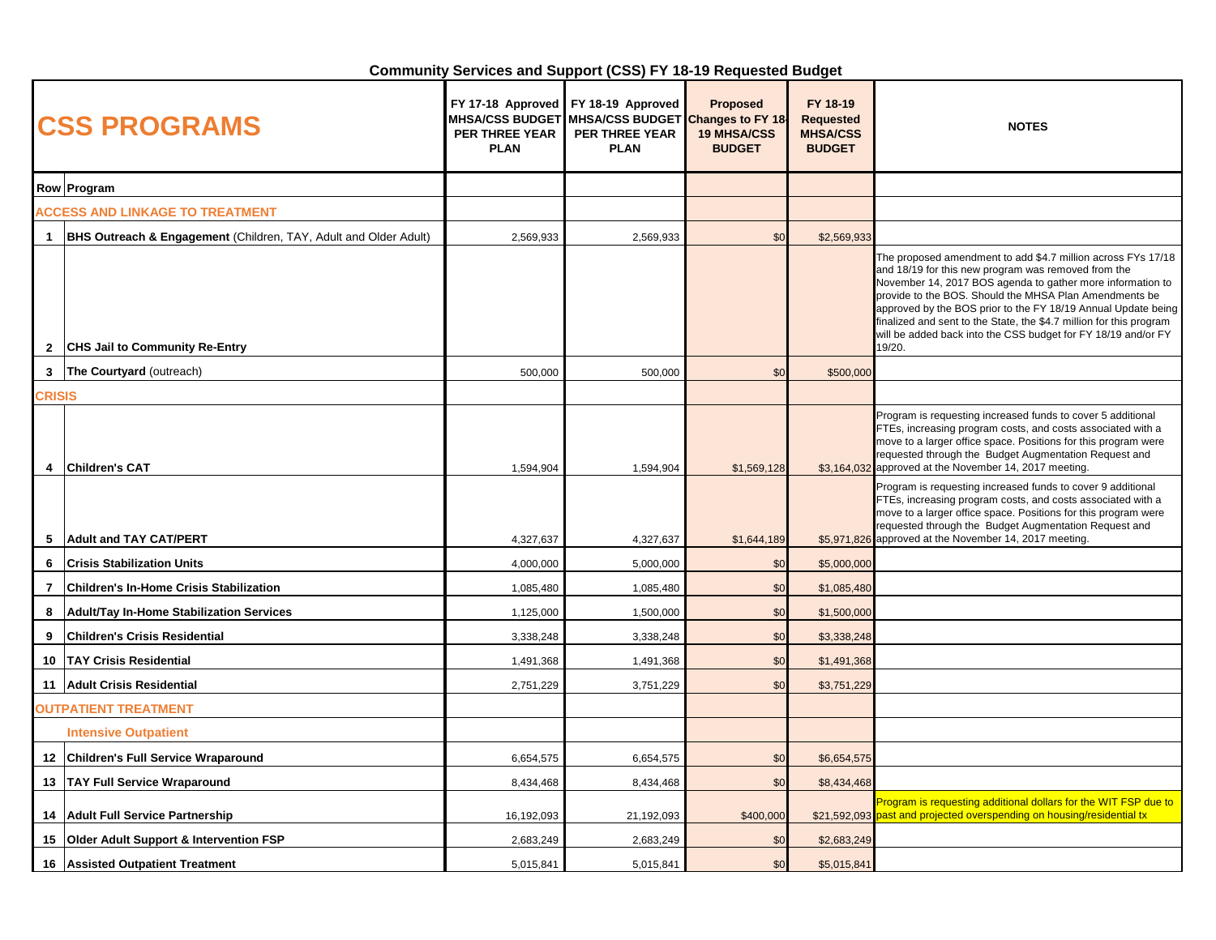## Community Services and Support (CSS) FY 18-19 Requested Budget

| Row | CSS PROGRAMS | FY 17-18 Approved MHSA/CSS BUDGET PER THREE YEAR PLAN | FY 18-19 Approved MHSA/CSS BUDGET PER THREE YEAR PLAN | Proposed Changes to FY 18-19 MHSA/CSS BUDGET | FY 18-19 Requested MHSA/CSS BUDGET | NOTES |
|---|---|---|---|---|---|---|
| Row | Program | | | | | |
| | **ACCESS AND LINKAGE TO TREATMENT** | | | | | |
| 1 | **BHS Outreach & Engagement** (Children, TAY, Adult and Older Adult) | 2,569,933 | 2,569,933 | $0 | $2,569,933 | |
| 2 | **CHS Jail to Community Re-Entry** | | | | | The proposed amendment to add $4.7 million across FYs 17/18 and 18/19 for this new program was removed from the November 14, 2017 BOS agenda to gather more information to provide to the BOS. Should the MHSA Plan Amendments be approved by the BOS prior to the FY 18/19 Annual Update being finalized and sent to the State, the $4.7 million for this program will be added back into the CSS budget for FY 18/19 and/or FY 19/20. |
| 3 | **The Courtyard** (outreach) | 500,000 | 500,000 | $0 | $500,000 | |
| | **CRISIS** | | | | | |
| 4 | **Children's CAT** | 1,594,904 | 1,594,904 | $1,569,128 | $3,164,032 | Program is requesting increased funds to cover 5 additional FTEs, increasing program costs, and costs associated with a move to a larger office space. Positions for this program were requested through the Budget Augmentation Request and approved at the November 14, 2017 meeting. |
| 5 | **Adult and TAY CAT/PERT** | 4,327,637 | 4,327,637 | $1,644,189 | $5,971,826 | Program is requesting increased funds to cover 9 additional FTEs, increasing program costs, and costs associated with a move to a larger office space. Positions for this program were requested through the Budget Augmentation Request and approved at the November 14, 2017 meeting. |
| 6 | **Crisis Stabilization Units** | 4,000,000 | 5,000,000 | $0 | $5,000,000 | |
| 7 | **Children's In-Home Crisis Stabilization** | 1,085,480 | 1,085,480 | $0 | $1,085,480 | |
| 8 | **Adult/Tay In-Home Stabilization Services** | 1,125,000 | 1,500,000 | $0 | $1,500,000 | |
| 9 | **Children's Crisis Residential** | 3,338,248 | 3,338,248 | $0 | $3,338,248 | |
| 10 | **TAY Crisis Residential** | 1,491,368 | 1,491,368 | $0 | $1,491,368 | |
| 11 | **Adult Crisis Residential** | 2,751,229 | 3,751,229 | $0 | $3,751,229 | |
| | **OUTPATIENT TREATMENT** | | | | | |
| | **Intensive Outpatient** | | | | | |
| 12 | **Children's Full Service Wraparound** | 6,654,575 | 6,654,575 | $0 | $6,654,575 | |
| 13 | **TAY Full Service Wraparound** | 8,434,468 | 8,434,468 | $0 | $8,434,468 | |
| 14 | **Adult Full Service Partnership** | 16,192,093 | 21,192,093 | $400,000 | $21,592,093 | Program is requesting additional dollars for the WIT FSP due to past and projected overspending on housing/residential tx |
| 15 | **Older Adult Support & Intervention FSP** | 2,683,249 | 2,683,249 | $0 | $2,683,249 | |
| 16 | **Assisted Outpatient Treatment** | 5,015,841 | 5,015,841 | $0 | $5,015,841 | |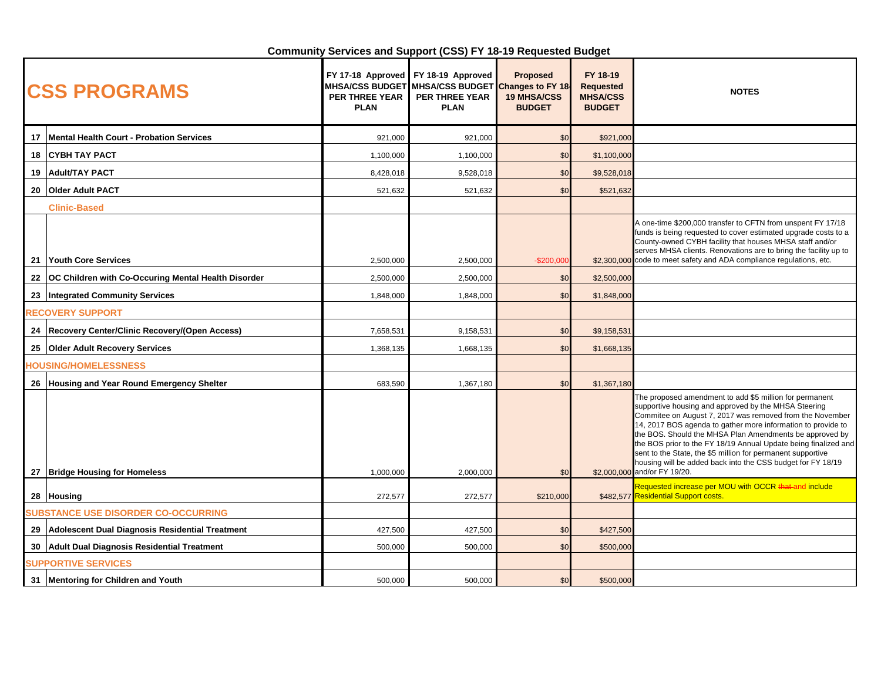## Community Services and Support (CSS) FY 18-19 Requested Budget

| | CSS PROGRAMS | FY 17-18 Approved MHSA/CSS BUDGET PER THREE YEAR PLAN | FY 18-19 Approved MHSA/CSS BUDGET PER THREE YEAR PLAN | Proposed Changes to FY 18-19 MHSA/CSS BUDGET | FY 18-19 Requested MHSA/CSS BUDGET | NOTES |
|---|---|---|---|---|---|---|
| 17 | Mental Health Court - Probation Services | 921,000 | 921,000 | $0 | $921,000 | |
| 18 | CYBH TAY PACT | 1,100,000 | 1,100,000 | $0 | $1,100,000 | |
| 19 | Adult/TAY PACT | 8,428,018 | 9,528,018 | $0 | $9,528,018 | |
| 20 | Older Adult PACT | 521,632 | 521,632 | $0 | $521,632 | |
| | Clinic-Based | | | | | |
| 21 | Youth Core Services | 2,500,000 | 2,500,000 | -$200,000 | $2,300,000 | A one-time $200,000 transfer to CFTN from unspent FY 17/18 funds is being requested to cover estimated upgrade costs to a County-owned CYBH facility that houses MHSA staff and/or serves MHSA clients. Renovations are to bring the facility up to code to meet safety and ADA compliance regulations, etc. |
| 22 | OC Children with Co-Occuring Mental Health Disorder | 2,500,000 | 2,500,000 | $0 | $2,500,000 | |
| 23 | Integrated Community Services | 1,848,000 | 1,848,000 | $0 | $1,848,000 | |
| | RECOVERY SUPPORT | | | | | |
| 24 | Recovery Center/Clinic Recovery/(Open Access) | 7,658,531 | 9,158,531 | $0 | $9,158,531 | |
| 25 | Older Adult Recovery Services | 1,368,135 | 1,668,135 | $0 | $1,668,135 | |
| | HOUSING/HOMELESSNESS | | | | | |
| 26 | Housing and Year Round Emergency Shelter | 683,590 | 1,367,180 | $0 | $1,367,180 | |
| 27 | Bridge Housing for Homeless | 1,000,000 | 2,000,000 | $0 | $2,000,000 | The proposed amendment to add $5 million for permanent supportive housing and approved by the MHSA Steering Commitee on August 7, 2017 was removed from the November 14, 2017 BOS agenda to gather more information to provide to the BOS. Should the MHSA Plan Amendments be approved by the BOS prior to the FY 18/19 Annual Update being finalized and sent to the State, the $5 million for permanent supportive housing will be added back into the CSS budget for FY 18/19 and/or FY 19/20. |
| 28 | Housing | 272,577 | 272,577 | $210,000 | $482,577 | Requested increase per MOU with OCCR ~~that~~ and include Residential Support costs. |
| | SUBSTANCE USE DISORDER CO-OCCURRING | | | | | |
| 29 | Adolescent Dual Diagnosis Residential Treatment | 427,500 | 427,500 | $0 | $427,500 | |
| 30 | Adult Dual Diagnosis Residential Treatment | 500,000 | 500,000 | $0 | $500,000 | |
| | SUPPORTIVE SERVICES | | | | | |
| 31 | Mentoring for Children and Youth | 500,000 | 500,000 | $0 | $500,000 | |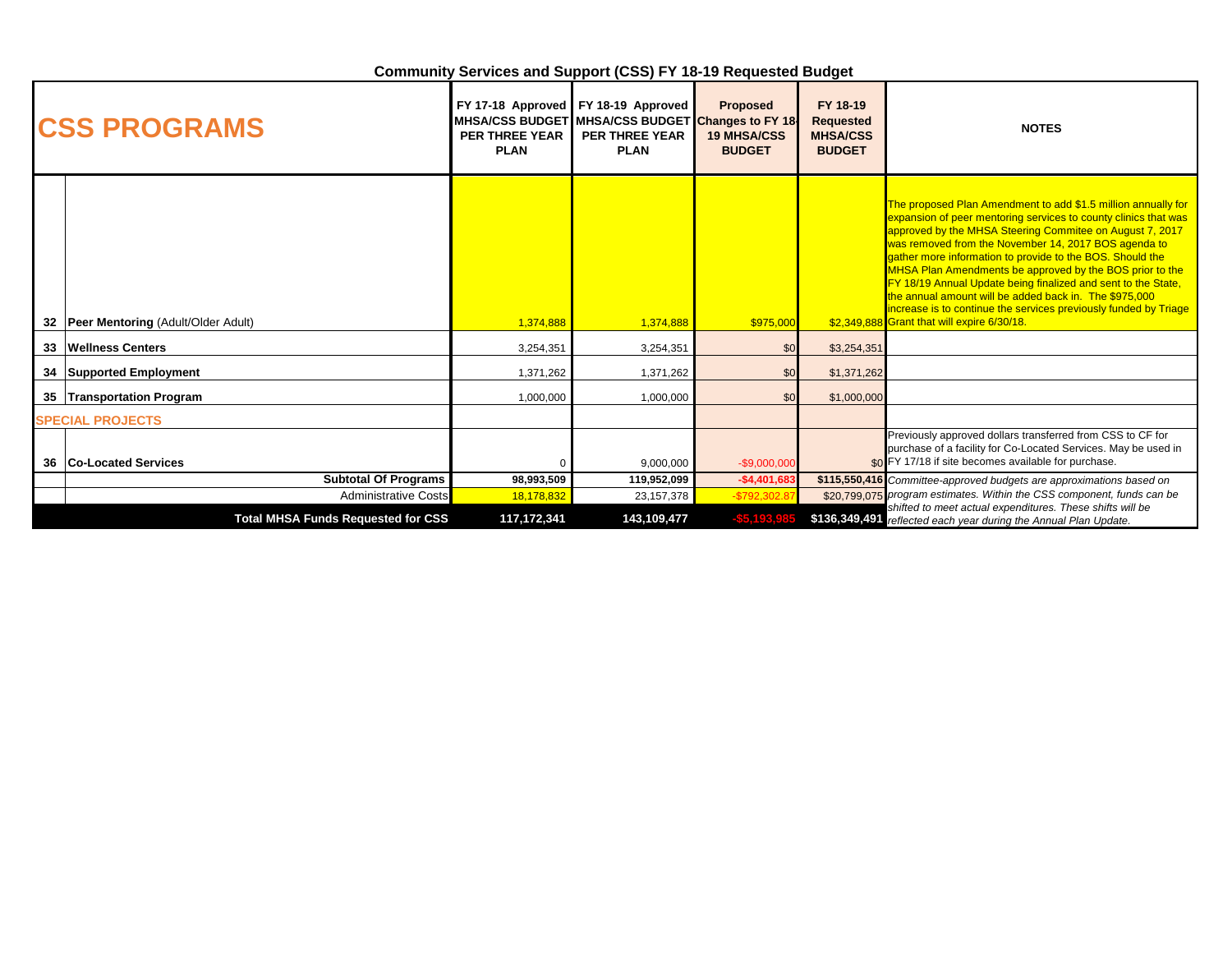## Community Services and Support (CSS) FY 18-19 Requested Budget

| | CSS PROGRAMS | FY 17-18 Approved MHSA/CSS BUDGET PER THREE YEAR PLAN | FY 18-19 Approved MHSA/CSS BUDGET PER THREE YEAR PLAN | Proposed Changes to FY 18-19 MHSA/CSS BUDGET | FY 18-19 Requested MHSA/CSS BUDGET | NOTES |
|---|---|---|---|---|---|---|
| 32 | **Peer Mentoring** (Adult/Older Adult) | 1,374,888 | 1,374,888 | $975,000 | $2,349,888 | The proposed Plan Amendment to add $1.5 million annually for expansion of peer mentoring services to county clinics that was approved by the MHSA Steering Commitee on August 7, 2017 was removed from the November 14, 2017 BOS agenda to gather more information to provide to the BOS. Should the MHSA Plan Amendments be approved by the BOS prior to the FY 18/19 Annual Update being finalized and sent to the State, the annual amount will be added back in. The $975,000 increase is to continue the services previously funded by Triage Grant that will expire 6/30/18. |
| 33 | **Wellness Centers** | 3,254,351 | 3,254,351 | $0 | $3,254,351 | |
| 34 | **Supported Employment** | 1,371,262 | 1,371,262 | $0 | $1,371,262 | |
| 35 | **Transportation Program** | 1,000,000 | 1,000,000 | $0 | $1,000,000 | |
| | **SPECIAL PROJECTS** | | | | | |
| 36 | **Co-Located Services** | 0 | 9,000,000 | -$9,000,000 | $0 | Previously approved dollars transferred from CSS to CF for purchase of a facility for Co-Located Services. May be used in FY 17/18 if site becomes available for purchase. |
| | **Subtotal Of Programs** | **98,993,509** | **119,952,099** | **-$4,401,683** | **$115,550,416** | *Committee-approved budgets are approximations based on program estimates. Within the CSS component, funds can be shifted to meet actual expenditures. These shifts will be reflected each year during the Annual Plan Update.* |
| | Administrative Costs | 18,178,832 | 23,157,378 | -$792,302.87 | $20,799,075 | |
| | **Total MHSA Funds Requested for CSS** | **117,172,341** | **143,109,477** | **-$5,193,985** | **$136,349,491** | |